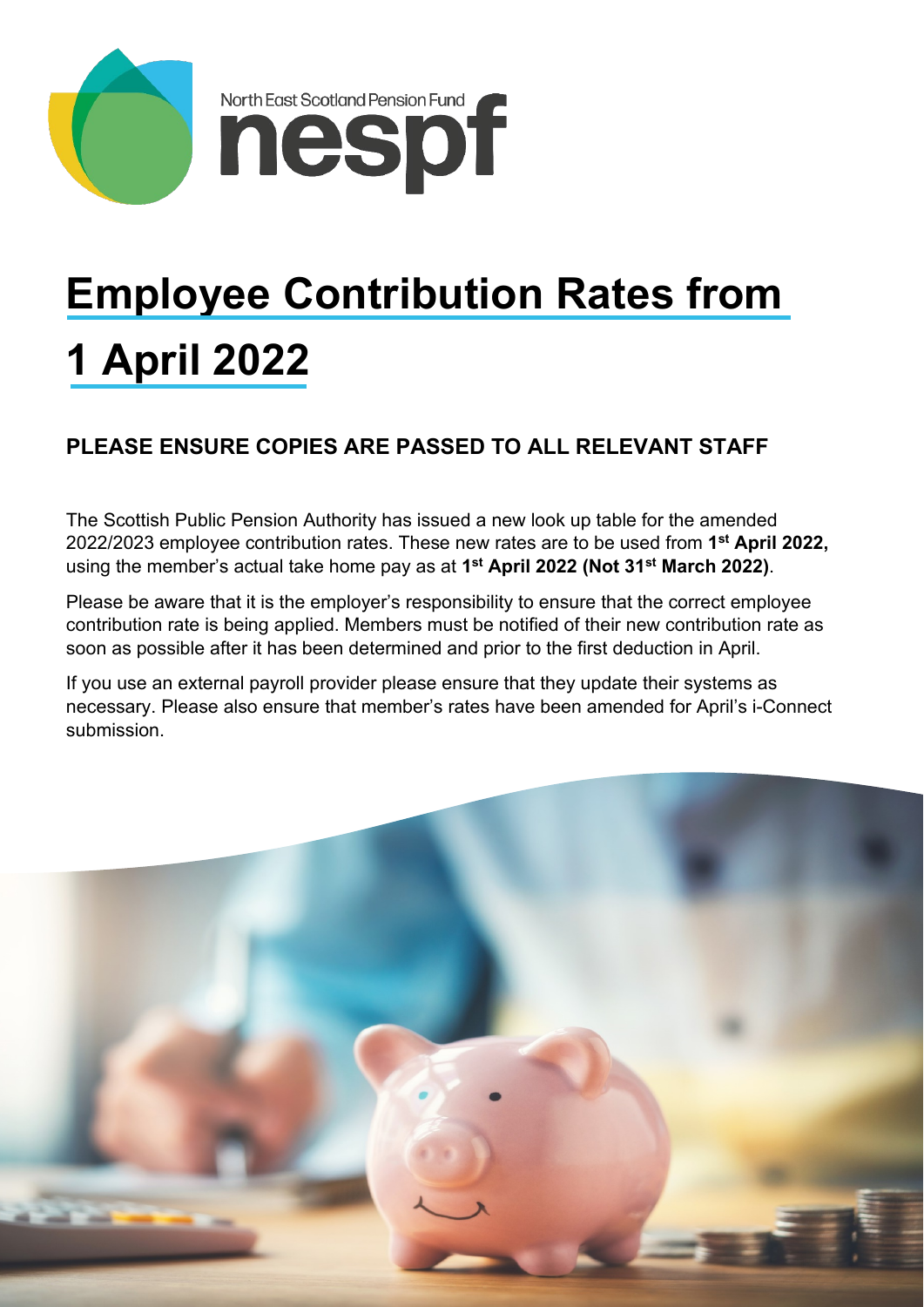North East Scotland Pension Fund
nespf

# Employee Contribution Rates from 1 April 2022

## PLEASE ENSURE COPIES ARE PASSED TO ALL RELEVANT STAFF

The Scottish Public Pension Authority has issued a new look up table for the amended 2022/2023 employee contribution rates. These new rates are to be used from **1st April 2022,** using the member's actual take home pay as at **1st April 2022 (Not 31st March 2022)**.

Please be aware that it is the employer's responsibility to ensure that the correct employee contribution rate is being applied. Members must be notified of their new contribution rate as soon as possible after it has been determined and prior to the first deduction in April.

If you use an external payroll provider please ensure that they update their systems as necessary. Please also ensure that member's rates have been amended for April's i-Connect submission.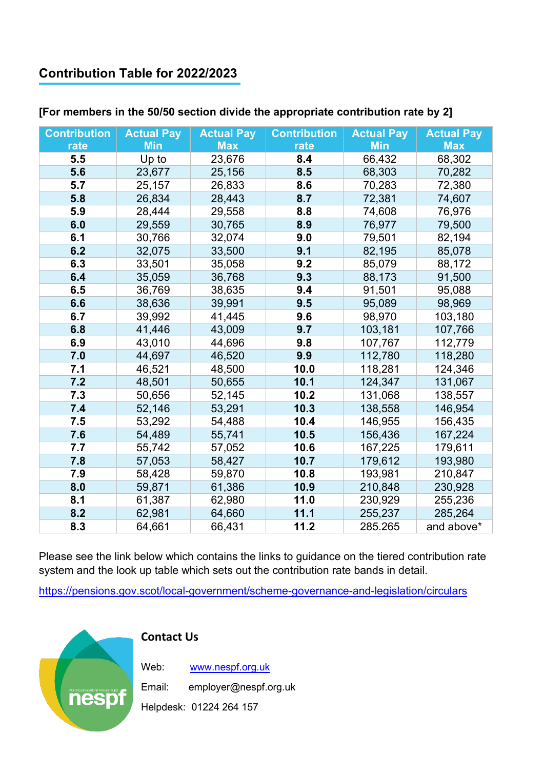## Contribution Table for 2022/2023

**[For members in the 50/50 section divide the appropriate contribution rate by 2]**

| Contribution rate | Actual Pay Min | Actual Pay Max | Contribution rate | Actual Pay Min | Actual Pay Max |
|---|---|---|---|---|---|
| **5.5** | Up to | 23,676 | **8.4** | 66,432 | 68,302 |
| **5.6** | 23,677 | 25,156 | **8.5** | 68,303 | 70,282 |
| **5.7** | 25,157 | 26,833 | **8.6** | 70,283 | 72,380 |
| **5.8** | 26,834 | 28,443 | **8.7** | 72,381 | 74,607 |
| **5.9** | 28,444 | 29,558 | **8.8** | 74,608 | 76,976 |
| **6.0** | 29,559 | 30,765 | **8.9** | 76,977 | 79,500 |
| **6.1** | 30,766 | 32,074 | **9.0** | 79,501 | 82,194 |
| **6.2** | 32,075 | 33,500 | **9.1** | 82,195 | 85,078 |
| **6.3** | 33,501 | 35,058 | **9.2** | 85,079 | 88,172 |
| **6.4** | 35,059 | 36,768 | **9.3** | 88,173 | 91,500 |
| **6.5** | 36,769 | 38,635 | **9.4** | 91,501 | 95,088 |
| **6.6** | 38,636 | 39,991 | **9.5** | 95,089 | 98,969 |
| **6.7** | 39,992 | 41,445 | **9.6** | 98,970 | 103,180 |
| **6.8** | 41,446 | 43,009 | **9.7** | 103,181 | 107,766 |
| **6.9** | 43,010 | 44,696 | **9.8** | 107,767 | 112,779 |
| **7.0** | 44,697 | 46,520 | **9.9** | 112,780 | 118,280 |
| **7.1** | 46,521 | 48,500 | **10.0** | 118,281 | 124,346 |
| **7.2** | 48,501 | 50,655 | **10.1** | 124,347 | 131,067 |
| **7.3** | 50,656 | 52,145 | **10.2** | 131,068 | 138,557 |
| **7.4** | 52,146 | 53,291 | **10.3** | 138,558 | 146,954 |
| **7.5** | 53,292 | 54,488 | **10.4** | 146,955 | 156,435 |
| **7.6** | 54,489 | 55,741 | **10.5** | 156,436 | 167,224 |
| **7.7** | 55,742 | 57,052 | **10.6** | 167,225 | 179,611 |
| **7.8** | 57,053 | 58,427 | **10.7** | 179,612 | 193,980 |
| **7.9** | 58,428 | 59,870 | **10.8** | 193,981 | 210,847 |
| **8.0** | 59,871 | 61,386 | **10.9** | 210,848 | 230,928 |
| **8.1** | 61,387 | 62,980 | **11.0** | 230,929 | 255,236 |
| **8.2** | 62,981 | 64,660 | **11.1** | 255,237 | 285,264 |
| **8.3** | 64,661 | 66,431 | **11.2** | 285.265 | and above* |

Please see the link below which contains the links to guidance on the tiered contribution rate system and the look up table which sets out the contribution rate bands in detail.

https://pensions.gov.scot/local-government/scheme-governance-and-legislation/circulars

North East Scotland Pension Fund nespf

### Contact Us

Web: www.nespf.org.uk

Email: employer@nespf.org.uk

Helpdesk: 01224 264 157